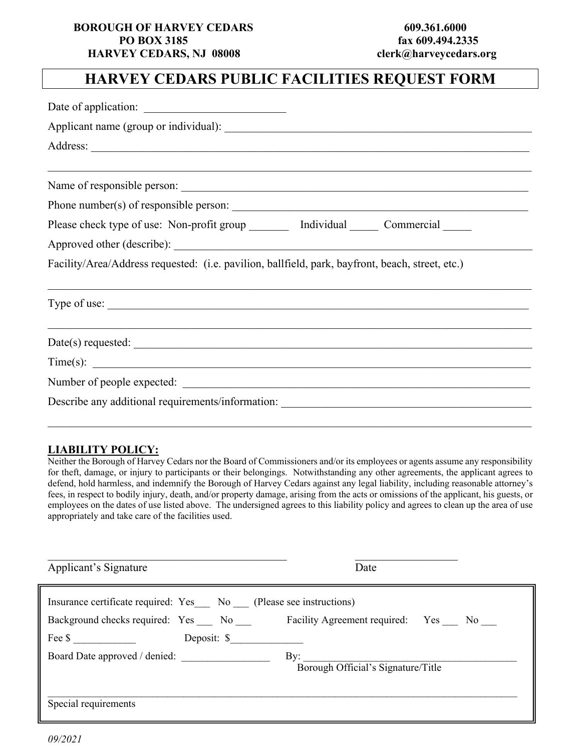**BOROUGH OF HARVEY CEDARS**
**PO BOX 3185**
**HARVEY CEDARS, NJ 08008**

**609.361.6000**
**fax 609.494.2335**
**clerk@harveycedars.org**

# HARVEY CEDARS PUBLIC FACILITIES REQUEST FORM

Date of application: _________________________

Applicant name (group or individual): _________________________________________________________

Address: ______________________________________________________________________________

______________________________________________________________________________________

Name of responsible person: ______________________________________________________________

Phone number(s) of responsible person: ____________________________________________________

Please check type of use: Non-profit group _______ Individual _____ Commercial _____

Approved other (describe): _______________________________________________________________

Facility/Area/Address requested: (i.e. pavilion, ballfield, park, bayfront, beach, street, etc.)

______________________________________________________________________________________

Type of use: ___________________________________________________________________________

______________________________________________________________________________________

Date(s) requested: _______________________________________________________________________

Time(s): ______________________________________________________________________________

Number of people expected: ______________________________________________________________

Describe any additional requirements/information: ____________________________________________

______________________________________________________________________________________

**LIABILITY POLICY:**

Neither the Borough of Harvey Cedars nor the Board of Commissioners and/or its employees or agents assume any responsibility for theft, damage, or injury to participants or their belongings. Notwithstanding any other agreements, the applicant agrees to defend, hold harmless, and indemnify the Borough of Harvey Cedars against any legal liability, including reasonable attorney's fees, in respect to bodily injury, death, and/or property damage, arising from the acts or omissions of the applicant, his guests, or employees on the dates of use listed above. The undersigned agrees to this liability policy and agrees to clean up the area of use appropriately and take care of the facilities used.

___________________________________________ __________________

Applicant's Signature Date

---

Insurance certificate required: Yes___ No ___ (Please see instructions)

Background checks required: Yes ___ No ___ Facility Agreement required: Yes ___ No ___

Fee $ ____________ Deposit: $______________

Board Date approved / denied: ________________ By: ________________________________________
Borough Official's Signature/Title

______________________________________________________________________________________

Special requirements

*09/2021*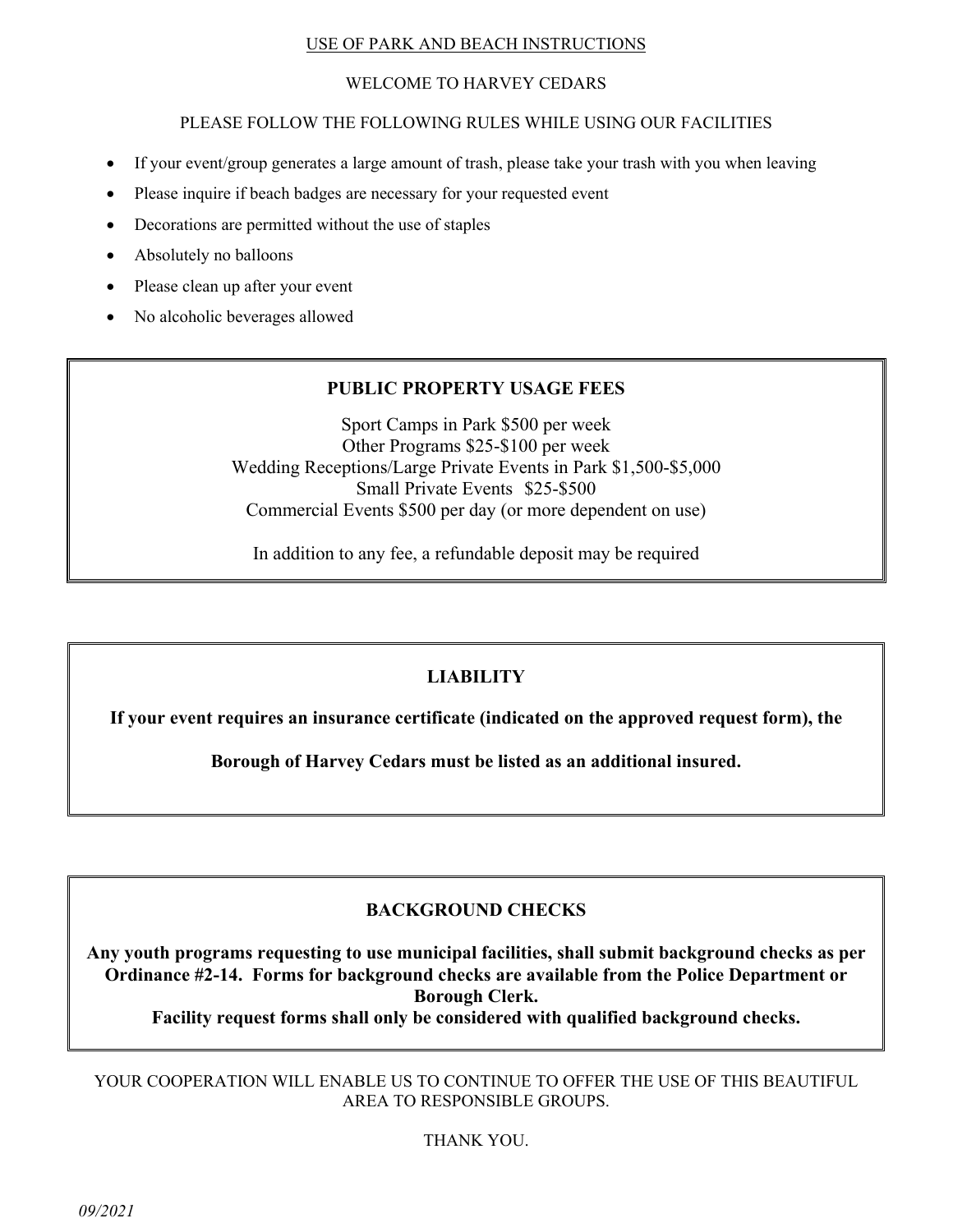## USE OF PARK AND BEACH INSTRUCTIONS

WELCOME TO HARVEY CEDARS

PLEASE FOLLOW THE FOLLOWING RULES WHILE USING OUR FACILITIES

- If your event/group generates a large amount of trash, please take your trash with you when leaving
- Please inquire if beach badges are necessary for your requested event
- Decorations are permitted without the use of staples
- Absolutely no balloons
- Please clean up after your event
- No alcoholic beverages allowed

### PUBLIC PROPERTY USAGE FEES

Sport Camps in Park $500 per week
Other Programs $25-$100 per week
Wedding Receptions/Large Private Events in Park $1,500-$5,000
Small Private Events $25-$500
Commercial Events $500 per day (or more dependent on use)

In addition to any fee, a refundable deposit may be required

### LIABILITY

**If your event requires an insurance certificate (indicated on the approved request form), the Borough of Harvey Cedars must be listed as an additional insured.**

### BACKGROUND CHECKS

**Any youth programs requesting to use municipal facilities, shall submit background checks as per Ordinance #2-14. Forms for background checks are available from the Police Department or Borough Clerk.**
**Facility request forms shall only be considered with qualified background checks.**

YOUR COOPERATION WILL ENABLE US TO CONTINUE TO OFFER THE USE OF THIS BEAUTIFUL AREA TO RESPONSIBLE GROUPS.

THANK YOU.

*09/2021*